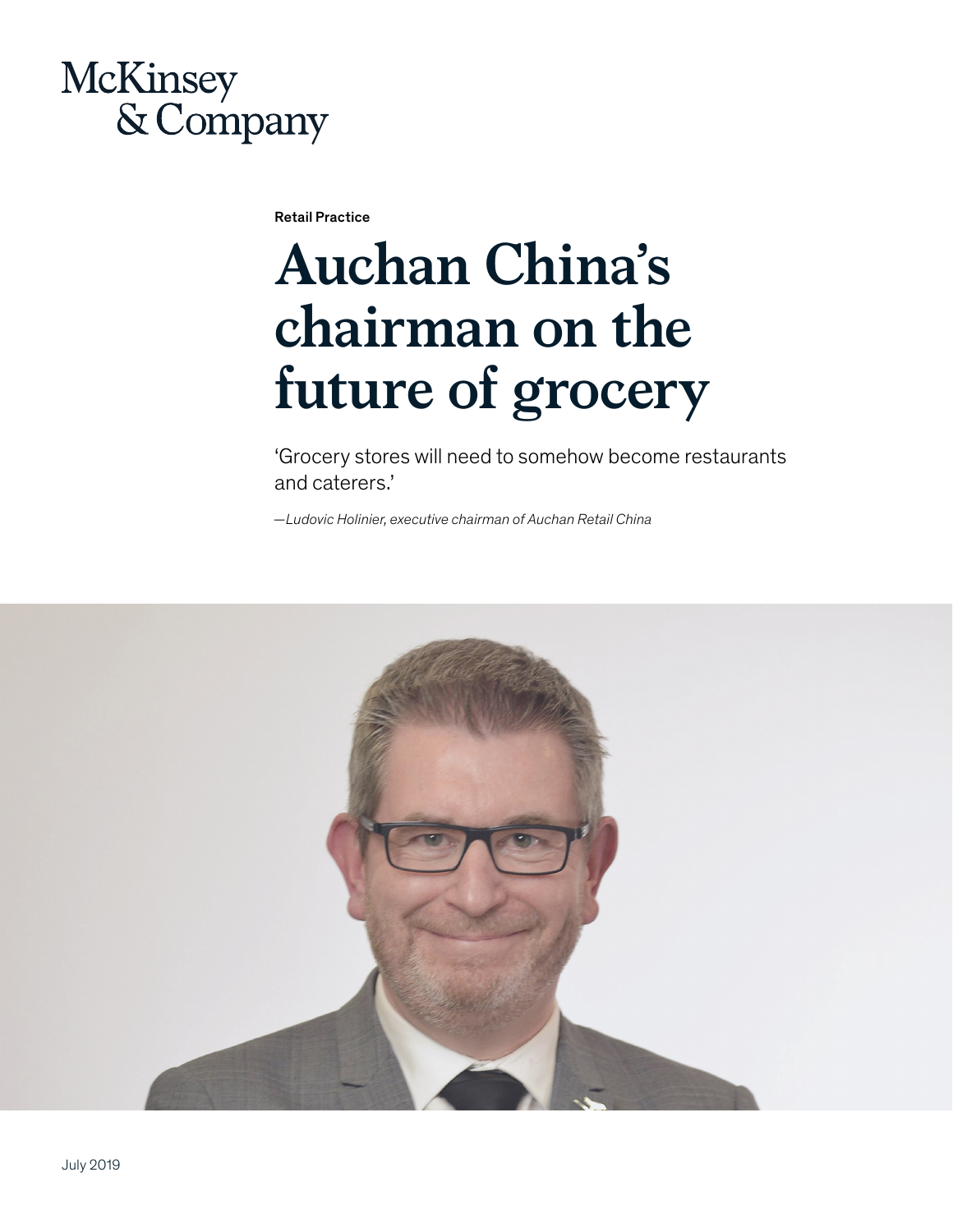McKinsey & Company

Retail Practice

# Auchan China's chairman on the future of grocery

'Grocery stores will need to somehow become restaurants and caterers.'

*—Ludovic Holinier, executive chairman of Auchan Retail China*

July 2019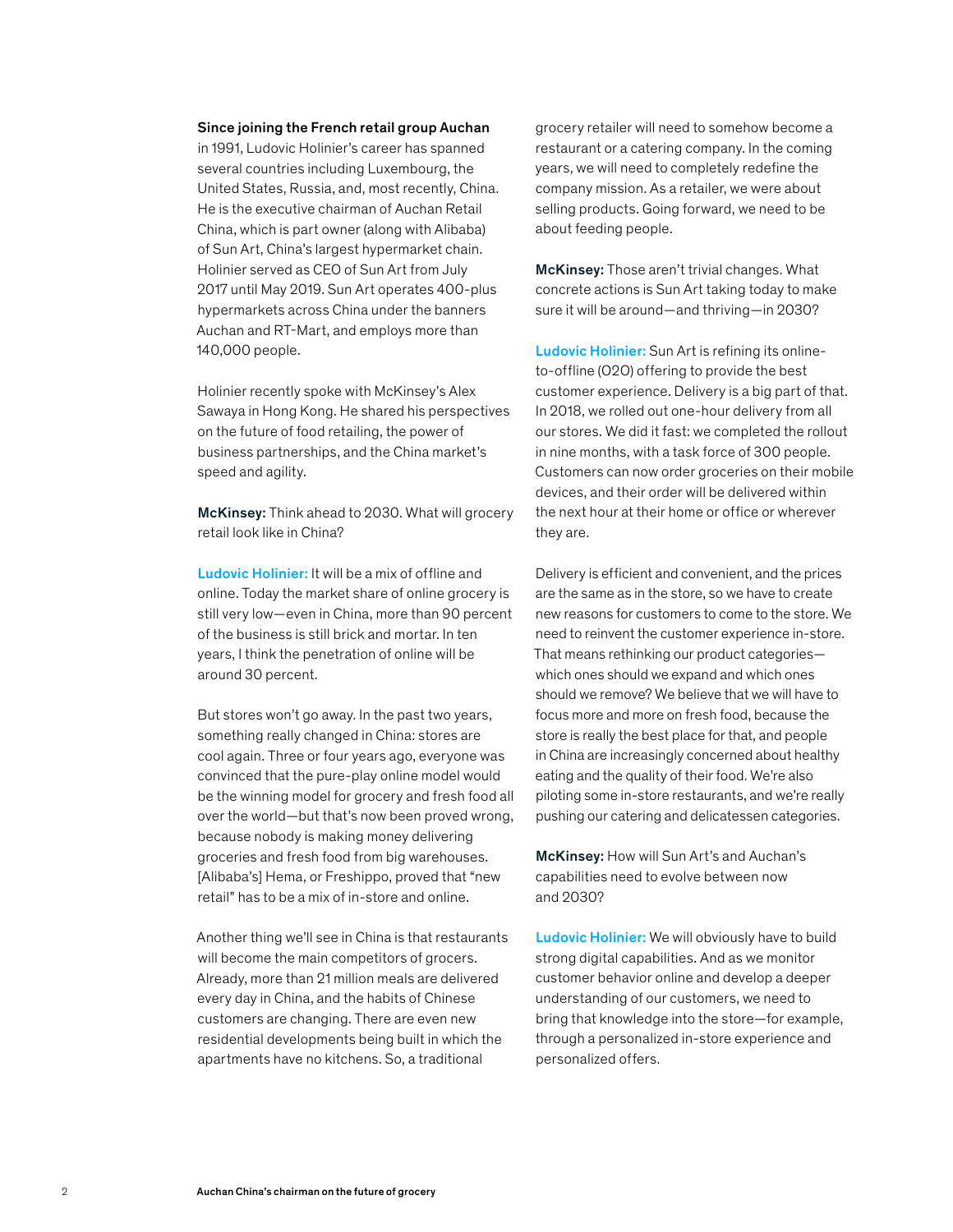**Since joining the French retail group Auchan** in 1991, Ludovic Holinier's career has spanned several countries including Luxembourg, the United States, Russia, and, most recently, China. He is the executive chairman of Auchan Retail China, which is part owner (along with Alibaba) of Sun Art, China's largest hypermarket chain. Holinier served as CEO of Sun Art from July 2017 until May 2019. Sun Art operates 400-plus hypermarkets across China under the banners Auchan and RT-Mart, and employs more than 140,000 people.

Holinier recently spoke with McKinsey's Alex Sawaya in Hong Kong. He shared his perspectives on the future of food retailing, the power of business partnerships, and the China market's speed and agility.

**McKinsey:** Think ahead to 2030. What will grocery retail look like in China?

**Ludovic Holinier:** It will be a mix of offline and online. Today the market share of online grocery is still very low—even in China, more than 90 percent of the business is still brick and mortar. In ten years, I think the penetration of online will be around 30 percent.

But stores won't go away. In the past two years, something really changed in China: stores are cool again. Three or four years ago, everyone was convinced that the pure-play online model would be the winning model for grocery and fresh food all over the world—but that's now been proved wrong, because nobody is making money delivering groceries and fresh food from big warehouses. [Alibaba's] Hema, or Freshippo, proved that "new retail" has to be a mix of in-store and online.

Another thing we'll see in China is that restaurants will become the main competitors of grocers. Already, more than 21 million meals are delivered every day in China, and the habits of Chinese customers are changing. There are even new residential developments being built in which the apartments have no kitchens. So, a traditional grocery retailer will need to somehow become a restaurant or a catering company. In the coming years, we will need to completely redefine the company mission. As a retailer, we were about selling products. Going forward, we need to be about feeding people.

**McKinsey:** Those aren't trivial changes. What concrete actions is Sun Art taking today to make sure it will be around—and thriving—in 2030?

**Ludovic Holinier:** Sun Art is refining its online-to-offline (O2O) offering to provide the best customer experience. Delivery is a big part of that. In 2018, we rolled out one-hour delivery from all our stores. We did it fast: we completed the rollout in nine months, with a task force of 300 people. Customers can now order groceries on their mobile devices, and their order will be delivered within the next hour at their home or office or wherever they are.

Delivery is efficient and convenient, and the prices are the same as in the store, so we have to create new reasons for customers to come to the store. We need to reinvent the customer experience in-store. That means rethinking our product categories—which ones should we expand and which ones should we remove? We believe that we will have to focus more and more on fresh food, because the store is really the best place for that, and people in China are increasingly concerned about healthy eating and the quality of their food. We're also piloting some in-store restaurants, and we're really pushing our catering and delicatessen categories.

**McKinsey:** How will Sun Art's and Auchan's capabilities need to evolve between now and 2030?

**Ludovic Holinier:** We will obviously have to build strong digital capabilities. And as we monitor customer behavior online and develop a deeper understanding of our customers, we need to bring that knowledge into the store—for example, through a personalized in-store experience and personalized offers.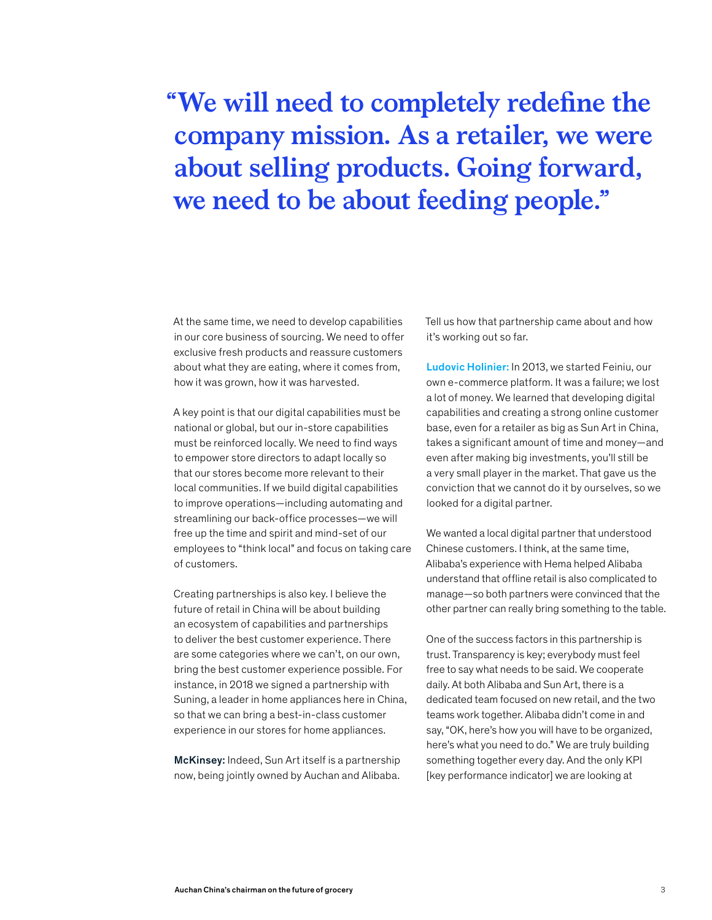> **"We will need to completely redefine the company mission. As a retailer, we were about selling products. Going forward, we need to be about feeding people."**

At the same time, we need to develop capabilities in our core business of sourcing. We need to offer exclusive fresh products and reassure customers about what they are eating, where it comes from, how it was grown, how it was harvested.

A key point is that our digital capabilities must be national or global, but our in-store capabilities must be reinforced locally. We need to find ways to empower store directors to adapt locally so that our stores become more relevant to their local communities. If we build digital capabilities to improve operations—including automating and streamlining our back-office processes—we will free up the time and spirit and mind-set of our employees to "think local" and focus on taking care of customers.

Creating partnerships is also key. I believe the future of retail in China will be about building an ecosystem of capabilities and partnerships to deliver the best customer experience. There are some categories where we can't, on our own, bring the best customer experience possible. For instance, in 2018 we signed a partnership with Suning, a leader in home appliances here in China, so that we can bring a best-in-class customer experience in our stores for home appliances.

**McKinsey:** Indeed, Sun Art itself is a partnership now, being jointly owned by Auchan and Alibaba. Tell us how that partnership came about and how it's working out so far.

**Ludovic Holinier:** In 2013, we started Feiniu, our own e-commerce platform. It was a failure; we lost a lot of money. We learned that developing digital capabilities and creating a strong online customer base, even for a retailer as big as Sun Art in China, takes a significant amount of time and money—and even after making big investments, you'll still be a very small player in the market. That gave us the conviction that we cannot do it by ourselves, so we looked for a digital partner.

We wanted a local digital partner that understood Chinese customers. I think, at the same time, Alibaba's experience with Hema helped Alibaba understand that offline retail is also complicated to manage—so both partners were convinced that the other partner can really bring something to the table.

One of the success factors in this partnership is trust. Transparency is key; everybody must feel free to say what needs to be said. We cooperate daily. At both Alibaba and Sun Art, there is a dedicated team focused on new retail, and the two teams work together. Alibaba didn't come in and say, "OK, here's how you will have to be organized, here's what you need to do." We are truly building something together every day. And the only KPI [key performance indicator] we are looking at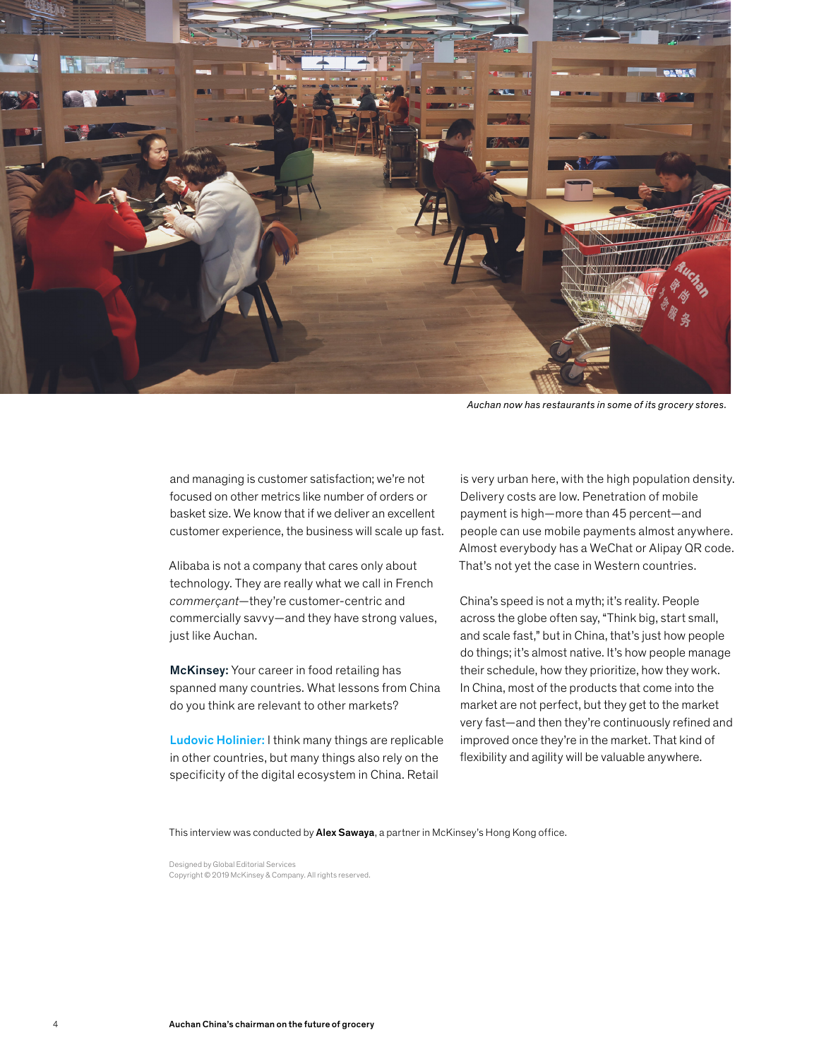*Auchan now has restaurants in some of its grocery stores.*

and managing is customer satisfaction; we're not focused on other metrics like number of orders or basket size. We know that if we deliver an excellent customer experience, the business will scale up fast.

Alibaba is not a company that cares only about technology. They are really what we call in French *commerçant*—they're customer-centric and commercially savvy—and they have strong values, just like Auchan.

**McKinsey:** Your career in food retailing has spanned many countries. What lessons from China do you think are relevant to other markets?

**Ludovic Holinier:** I think many things are replicable in other countries, but many things also rely on the specificity of the digital ecosystem in China. Retail is very urban here, with the high population density. Delivery costs are low. Penetration of mobile payment is high—more than 45 percent—and people can use mobile payments almost anywhere. Almost everybody has a WeChat or Alipay QR code. That's not yet the case in Western countries.

China's speed is not a myth; it's reality. People across the globe often say, "Think big, start small, and scale fast," but in China, that's just how people do things; it's almost native. It's how people manage their schedule, how they prioritize, how they work. In China, most of the products that come into the market are not perfect, but they get to the market very fast—and then they're continuously refined and improved once they're in the market. That kind of flexibility and agility will be valuable anywhere.

This interview was conducted by **Alex Sawaya**, a partner in McKinsey's Hong Kong office.

Designed by Global Editorial Services
Copyright © 2019 McKinsey & Company. All rights reserved.